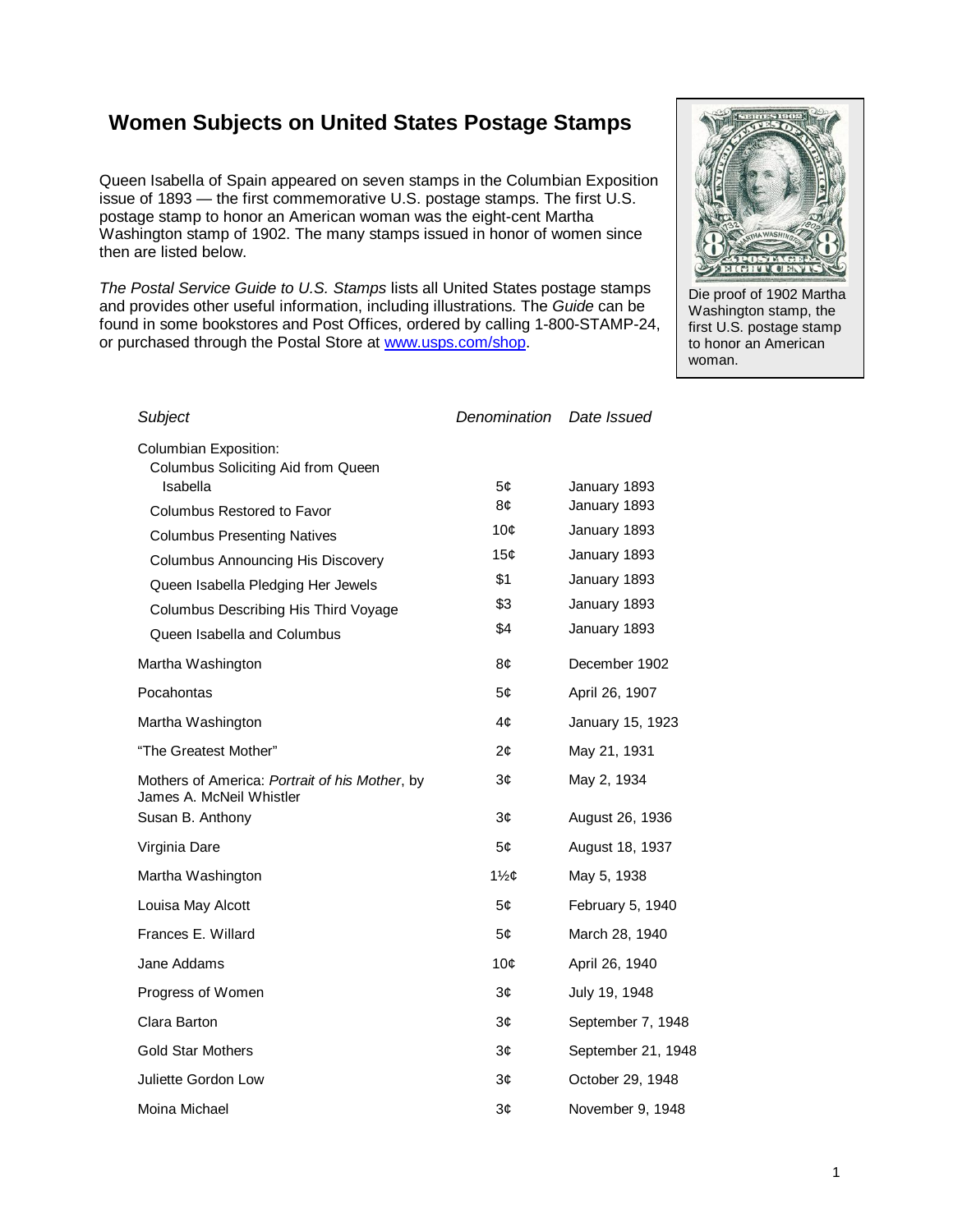# Women Subjects on United States Postage Stamps

Queen Isabella of Spain appeared on seven stamps in the Columbian Exposition issue of 1893 — the first commemorative U.S. postage stamps. The first U.S. postage stamp to honor an American woman was the eight-cent Martha Washington stamp of 1902. The many stamps issued in honor of women since then are listed below.

*The Postal Service Guide to U.S. Stamps* lists all United States postage stamps and provides other useful information, including illustrations. The *Guide* can be found in some bookstores and Post Offices, ordered by calling 1-800-STAMP-24, or purchased through the Postal Store at www.usps.com/shop.

Die proof of 1902 Martha Washington stamp, the first U.S. postage stamp to honor an American woman.

| *Subject* | *Denomination* | *Date Issued* |
|---|---|---|
| Columbian Exposition: | | |
| Columbus Soliciting Aid from Queen Isabella | 5¢ | January 1893 |
| Columbus Restored to Favor | 8¢ | January 1893 |
| Columbus Presenting Natives | 10¢ | January 1893 |
| Columbus Announcing His Discovery | 15¢ | January 1893 |
| Queen Isabella Pledging Her Jewels | $1 | January 1893 |
| Columbus Describing His Third Voyage | $3 | January 1893 |
| Queen Isabella and Columbus | $4 | January 1893 |
| Martha Washington | 8¢ | December 1902 |
| Pocahontas | 5¢ | April 26, 1907 |
| Martha Washington | 4¢ | January 15, 1923 |
| "The Greatest Mother" | 2¢ | May 21, 1931 |
| Mothers of America: *Portrait of his Mother*, by James A. McNeil Whistler | 3¢ | May 2, 1934 |
| Susan B. Anthony | 3¢ | August 26, 1936 |
| Virginia Dare | 5¢ | August 18, 1937 |
| Martha Washington | 1½¢ | May 5, 1938 |
| Louisa May Alcott | 5¢ | February 5, 1940 |
| Frances E. Willard | 5¢ | March 28, 1940 |
| Jane Addams | 10¢ | April 26, 1940 |
| Progress of Women | 3¢ | July 19, 1948 |
| Clara Barton | 3¢ | September 7, 1948 |
| Gold Star Mothers | 3¢ | September 21, 1948 |
| Juliette Gordon Low | 3¢ | October 29, 1948 |
| Moina Michael | 3¢ | November 9, 1948 |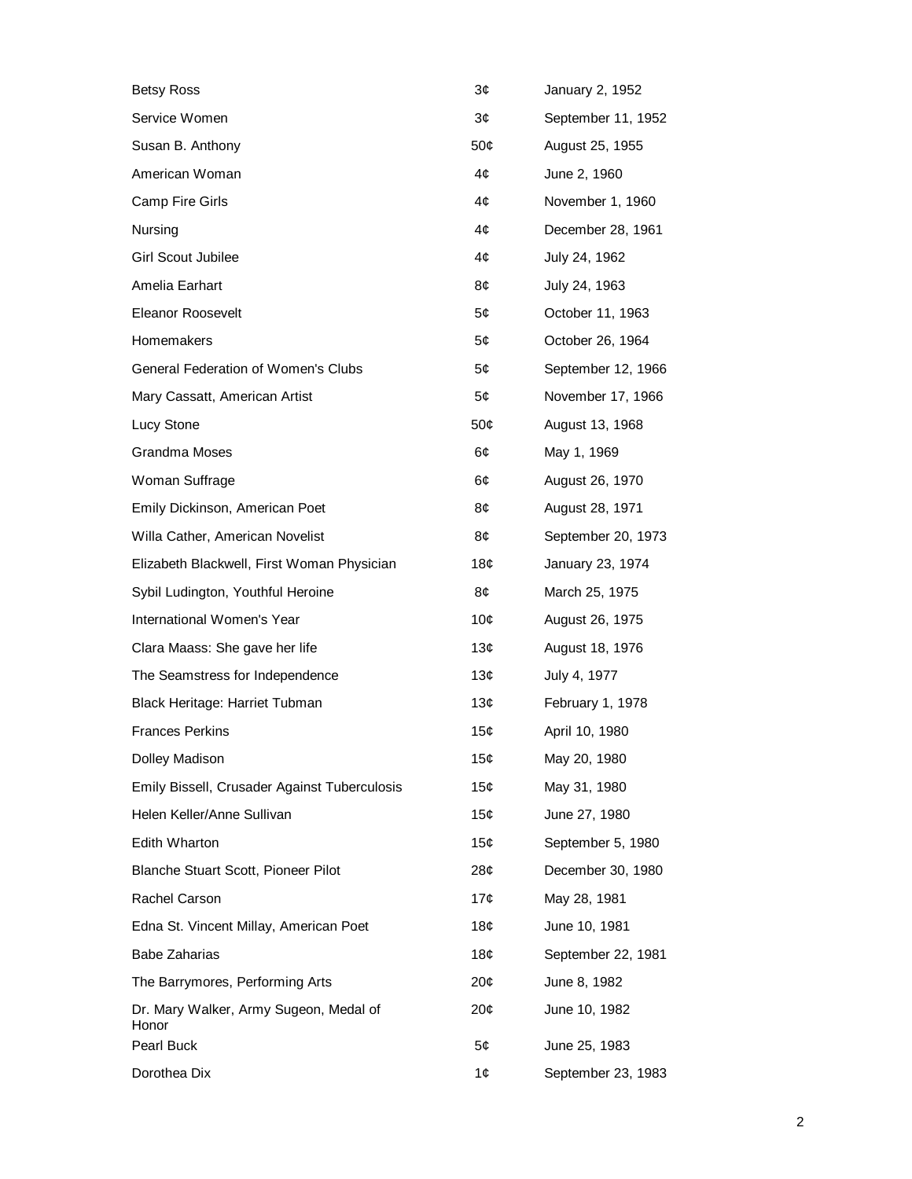| | | |
|---|---|---|
| Betsy Ross | 3¢ | January 2, 1952 |
| Service Women | 3¢ | September 11, 1952 |
| Susan B. Anthony | 50¢ | August 25, 1955 |
| American Woman | 4¢ | June 2, 1960 |
| Camp Fire Girls | 4¢ | November 1, 1960 |
| Nursing | 4¢ | December 28, 1961 |
| Girl Scout Jubilee | 4¢ | July 24, 1962 |
| Amelia Earhart | 8¢ | July 24, 1963 |
| Eleanor Roosevelt | 5¢ | October 11, 1963 |
| Homemakers | 5¢ | October 26, 1964 |
| General Federation of Women's Clubs | 5¢ | September 12, 1966 |
| Mary Cassatt, American Artist | 5¢ | November 17, 1966 |
| Lucy Stone | 50¢ | August 13, 1968 |
| Grandma Moses | 6¢ | May 1, 1969 |
| Woman Suffrage | 6¢ | August 26, 1970 |
| Emily Dickinson, American Poet | 8¢ | August 28, 1971 |
| Willa Cather, American Novelist | 8¢ | September 20, 1973 |
| Elizabeth Blackwell, First Woman Physician | 18¢ | January 23, 1974 |
| Sybil Ludington, Youthful Heroine | 8¢ | March 25, 1975 |
| International Women's Year | 10¢ | August 26, 1975 |
| Clara Maass: She gave her life | 13¢ | August 18, 1976 |
| The Seamstress for Independence | 13¢ | July 4, 1977 |
| Black Heritage: Harriet Tubman | 13¢ | February 1, 1978 |
| Frances Perkins | 15¢ | April 10, 1980 |
| Dolley Madison | 15¢ | May 20, 1980 |
| Emily Bissell, Crusader Against Tuberculosis | 15¢ | May 31, 1980 |
| Helen Keller/Anne Sullivan | 15¢ | June 27, 1980 |
| Edith Wharton | 15¢ | September 5, 1980 |
| Blanche Stuart Scott, Pioneer Pilot | 28¢ | December 30, 1980 |
| Rachel Carson | 17¢ | May 28, 1981 |
| Edna St. Vincent Millay, American Poet | 18¢ | June 10, 1981 |
| Babe Zaharias | 18¢ | September 22, 1981 |
| The Barrymores, Performing Arts | 20¢ | June 8, 1982 |
| Dr. Mary Walker, Army Sugeon, Medal of Honor | 20¢ | June 10, 1982 |
| Pearl Buck | 5¢ | June 25, 1983 |
| Dorothea Dix | 1¢ | September 23, 1983 |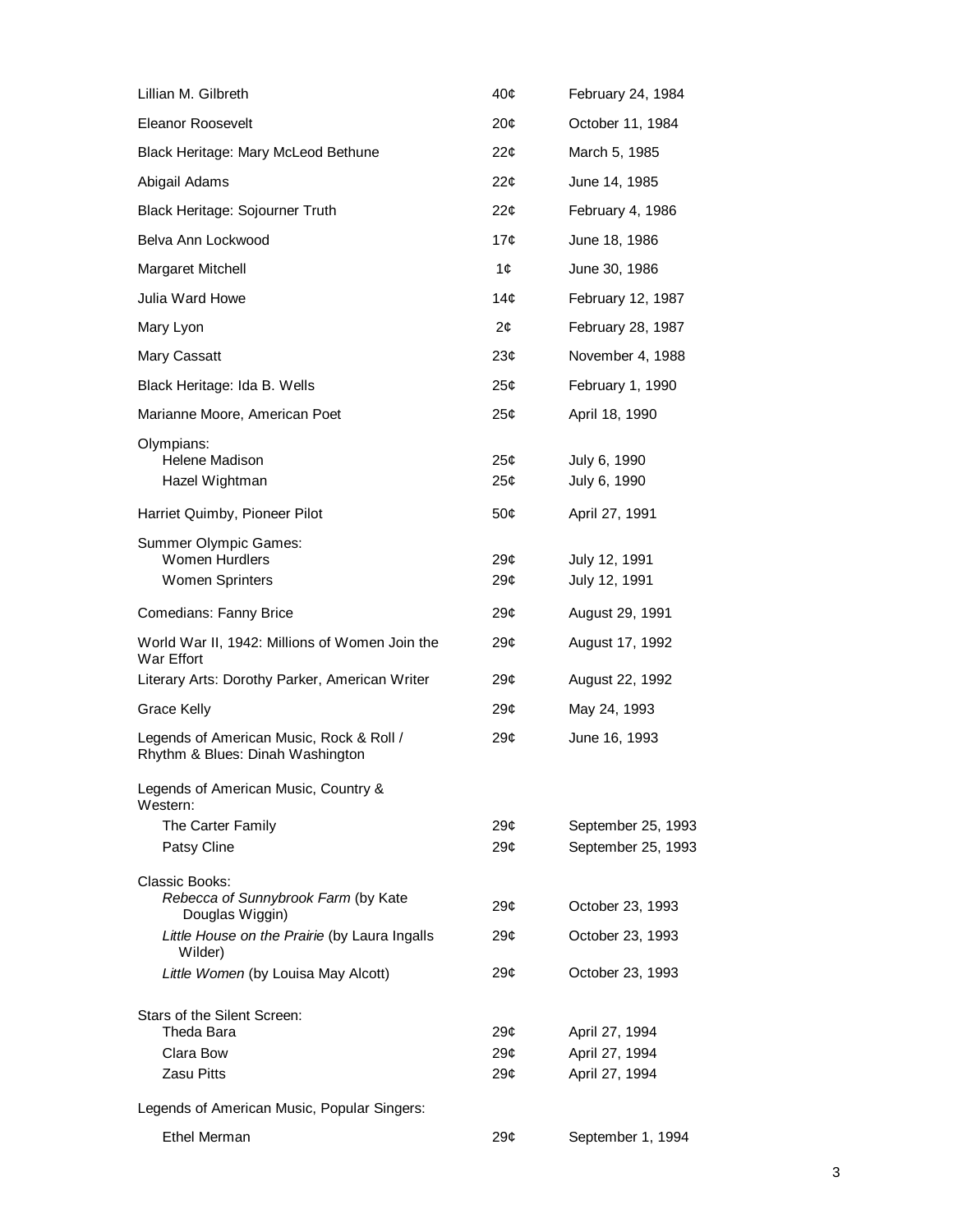| | | |
|---|---|---|
| Lillian M. Gilbreth | 40¢ | February 24, 1984 |
| Eleanor Roosevelt | 20¢ | October 11, 1984 |
| Black Heritage: Mary McLeod Bethune | 22¢ | March 5, 1985 |
| Abigail Adams | 22¢ | June 14, 1985 |
| Black Heritage: Sojourner Truth | 22¢ | February 4, 1986 |
| Belva Ann Lockwood | 17¢ | June 18, 1986 |
| Margaret Mitchell | 1¢ | June 30, 1986 |
| Julia Ward Howe | 14¢ | February 12, 1987 |
| Mary Lyon | 2¢ | February 28, 1987 |
| Mary Cassatt | 23¢ | November 4, 1988 |
| Black Heritage: Ida B. Wells | 25¢ | February 1, 1990 |
| Marianne Moore, American Poet | 25¢ | April 18, 1990 |
| Olympians: | | |
| Helene Madison | 25¢ | July 6, 1990 |
| Hazel Wightman | 25¢ | July 6, 1990 |
| Harriet Quimby, Pioneer Pilot | 50¢ | April 27, 1991 |
| Summer Olympic Games: | | |
| Women Hurdlers | 29¢ | July 12, 1991 |
| Women Sprinters | 29¢ | July 12, 1991 |
| Comedians: Fanny Brice | 29¢ | August 29, 1991 |
| World War II, 1942: Millions of Women Join the War Effort | 29¢ | August 17, 1992 |
| Literary Arts: Dorothy Parker, American Writer | 29¢ | August 22, 1992 |
| Grace Kelly | 29¢ | May 24, 1993 |
| Legends of American Music, Rock & Roll / Rhythm & Blues: Dinah Washington | 29¢ | June 16, 1993 |
| Legends of American Music, Country & Western: | | |
| The Carter Family | 29¢ | September 25, 1993 |
| Patsy Cline | 29¢ | September 25, 1993 |
| Classic Books: | | |
| *Rebecca of Sunnybrook Farm* (by Kate Douglas Wiggin) | 29¢ | October 23, 1993 |
| *Little House on the Prairie* (by Laura Ingalls Wilder) | 29¢ | October 23, 1993 |
| *Little Women* (by Louisa May Alcott) | 29¢ | October 23, 1993 |
| Stars of the Silent Screen: | | |
| Theda Bara | 29¢ | April 27, 1994 |
| Clara Bow | 29¢ | April 27, 1994 |
| Zasu Pitts | 29¢ | April 27, 1994 |
| Legends of American Music, Popular Singers: | | |
| Ethel Merman | 29¢ | September 1, 1994 |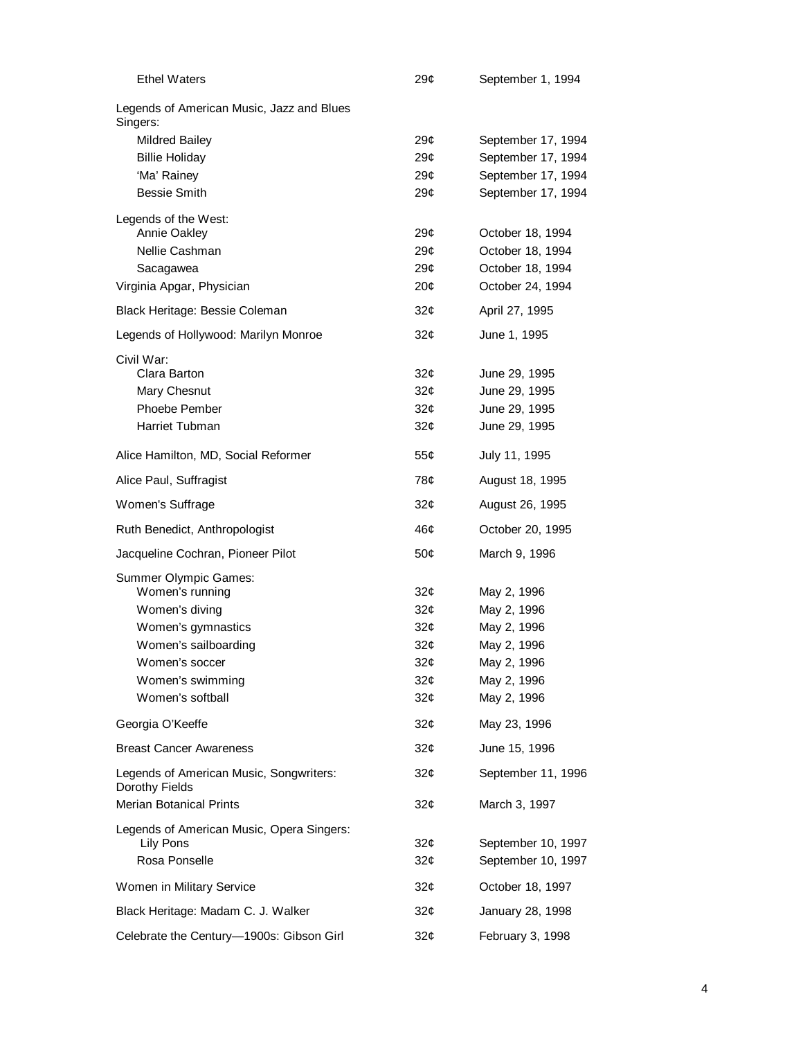| | | |
|---|---|---|
| Ethel Waters | 29¢ | September 1, 1994 |
| Legends of American Music, Jazz and Blues Singers: | | |
| Mildred Bailey | 29¢ | September 17, 1994 |
| Billie Holiday | 29¢ | September 17, 1994 |
| 'Ma' Rainey | 29¢ | September 17, 1994 |
| Bessie Smith | 29¢ | September 17, 1994 |
| Legends of the West: | | |
| Annie Oakley | 29¢ | October 18, 1994 |
| Nellie Cashman | 29¢ | October 18, 1994 |
| Sacagawea | 29¢ | October 18, 1994 |
| Virginia Apgar, Physician | 20¢ | October 24, 1994 |
| Black Heritage: Bessie Coleman | 32¢ | April 27, 1995 |
| Legends of Hollywood: Marilyn Monroe | 32¢ | June 1, 1995 |
| Civil War: | | |
| Clara Barton | 32¢ | June 29, 1995 |
| Mary Chesnut | 32¢ | June 29, 1995 |
| Phoebe Pember | 32¢ | June 29, 1995 |
| Harriet Tubman | 32¢ | June 29, 1995 |
| Alice Hamilton, MD, Social Reformer | 55¢ | July 11, 1995 |
| Alice Paul, Suffragist | 78¢ | August 18, 1995 |
| Women's Suffrage | 32¢ | August 26, 1995 |
| Ruth Benedict, Anthropologist | 46¢ | October 20, 1995 |
| Jacqueline Cochran, Pioneer Pilot | 50¢ | March 9, 1996 |
| Summer Olympic Games: | | |
| Women's running | 32¢ | May 2, 1996 |
| Women's diving | 32¢ | May 2, 1996 |
| Women's gymnastics | 32¢ | May 2, 1996 |
| Women's sailboarding | 32¢ | May 2, 1996 |
| Women's soccer | 32¢ | May 2, 1996 |
| Women's swimming | 32¢ | May 2, 1996 |
| Women's softball | 32¢ | May 2, 1996 |
| Georgia O'Keeffe | 32¢ | May 23, 1996 |
| Breast Cancer Awareness | 32¢ | June 15, 1996 |
| Legends of American Music, Songwriters: Dorothy Fields | 32¢ | September 11, 1996 |
| Merian Botanical Prints | 32¢ | March 3, 1997 |
| Legends of American Music, Opera Singers: | | |
| Lily Pons | 32¢ | September 10, 1997 |
| Rosa Ponselle | 32¢ | September 10, 1997 |
| Women in Military Service | 32¢ | October 18, 1997 |
| Black Heritage: Madam C. J. Walker | 32¢ | January 28, 1998 |
| Celebrate the Century—1900s: Gibson Girl | 32¢ | February 3, 1998 |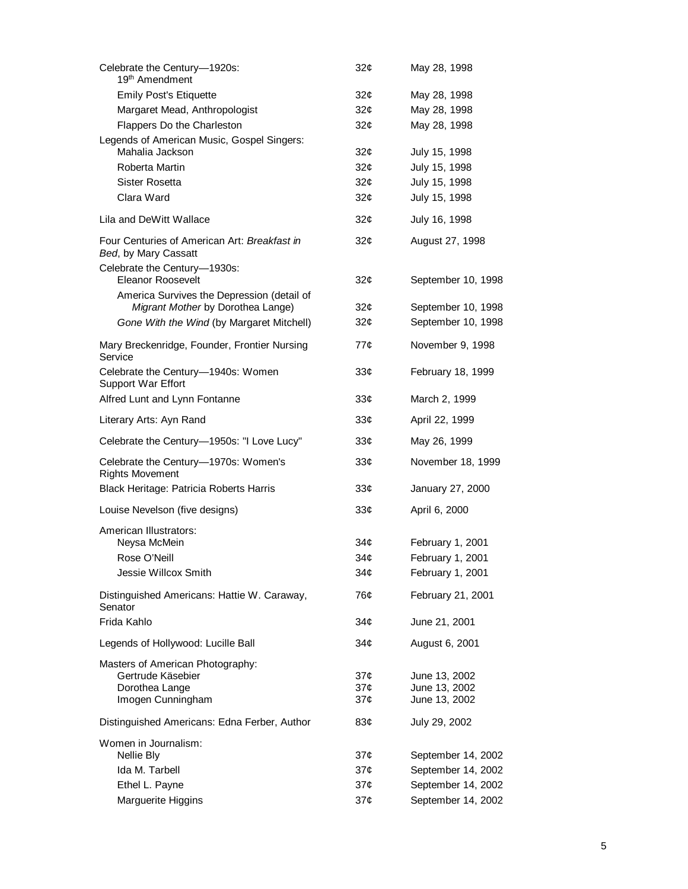| | | |
|---|---|---|
| Celebrate the Century—1920s: 19th Amendment | 32¢ | May 28, 1998 |
| Emily Post's Etiquette | 32¢ | May 28, 1998 |
| Margaret Mead, Anthropologist | 32¢ | May 28, 1998 |
| Flappers Do the Charleston | 32¢ | May 28, 1998 |
| Legends of American Music, Gospel Singers: Mahalia Jackson | 32¢ | July 15, 1998 |
| Roberta Martin | 32¢ | July 15, 1998 |
| Sister Rosetta | 32¢ | July 15, 1998 |
| Clara Ward | 32¢ | July 15, 1998 |
| Lila and DeWitt Wallace | 32¢ | July 16, 1998 |
| Four Centuries of American Art: *Breakfast in Bed*, by Mary Cassatt | 32¢ | August 27, 1998 |
| Celebrate the Century—1930s: Eleanor Roosevelt | 32¢ | September 10, 1998 |
| America Survives the Depression (detail of *Migrant Mother* by Dorothea Lange) | 32¢ | September 10, 1998 |
| *Gone With the Wind* (by Margaret Mitchell) | 32¢ | September 10, 1998 |
| Mary Breckenridge, Founder, Frontier Nursing Service | 77¢ | November 9, 1998 |
| Celebrate the Century—1940s: Women Support War Effort | 33¢ | February 18, 1999 |
| Alfred Lunt and Lynn Fontanne | 33¢ | March 2, 1999 |
| Literary Arts: Ayn Rand | 33¢ | April 22, 1999 |
| Celebrate the Century—1950s: "I Love Lucy" | 33¢ | May 26, 1999 |
| Celebrate the Century—1970s: Women's Rights Movement | 33¢ | November 18, 1999 |
| Black Heritage: Patricia Roberts Harris | 33¢ | January 27, 2000 |
| Louise Nevelson (five designs) | 33¢ | April 6, 2000 |
| American Illustrators: Neysa McMein | 34¢ | February 1, 2001 |
| Rose O'Neill | 34¢ | February 1, 2001 |
| Jessie Willcox Smith | 34¢ | February 1, 2001 |
| Distinguished Americans: Hattie W. Caraway, Senator | 76¢ | February 21, 2001 |
| Frida Kahlo | 34¢ | June 21, 2001 |
| Legends of Hollywood: Lucille Ball | 34¢ | August 6, 2001 |
| Masters of American Photography: Gertrude Käsebier | 37¢ | June 13, 2002 |
| Dorothea Lange | 37¢ | June 13, 2002 |
| Imogen Cunningham | 37¢ | June 13, 2002 |
| Distinguished Americans: Edna Ferber, Author | 83¢ | July 29, 2002 |
| Women in Journalism: Nellie Bly | 37¢ | September 14, 2002 |
| Ida M. Tarbell | 37¢ | September 14, 2002 |
| Ethel L. Payne | 37¢ | September 14, 2002 |
| Marguerite Higgins | 37¢ | September 14, 2002 |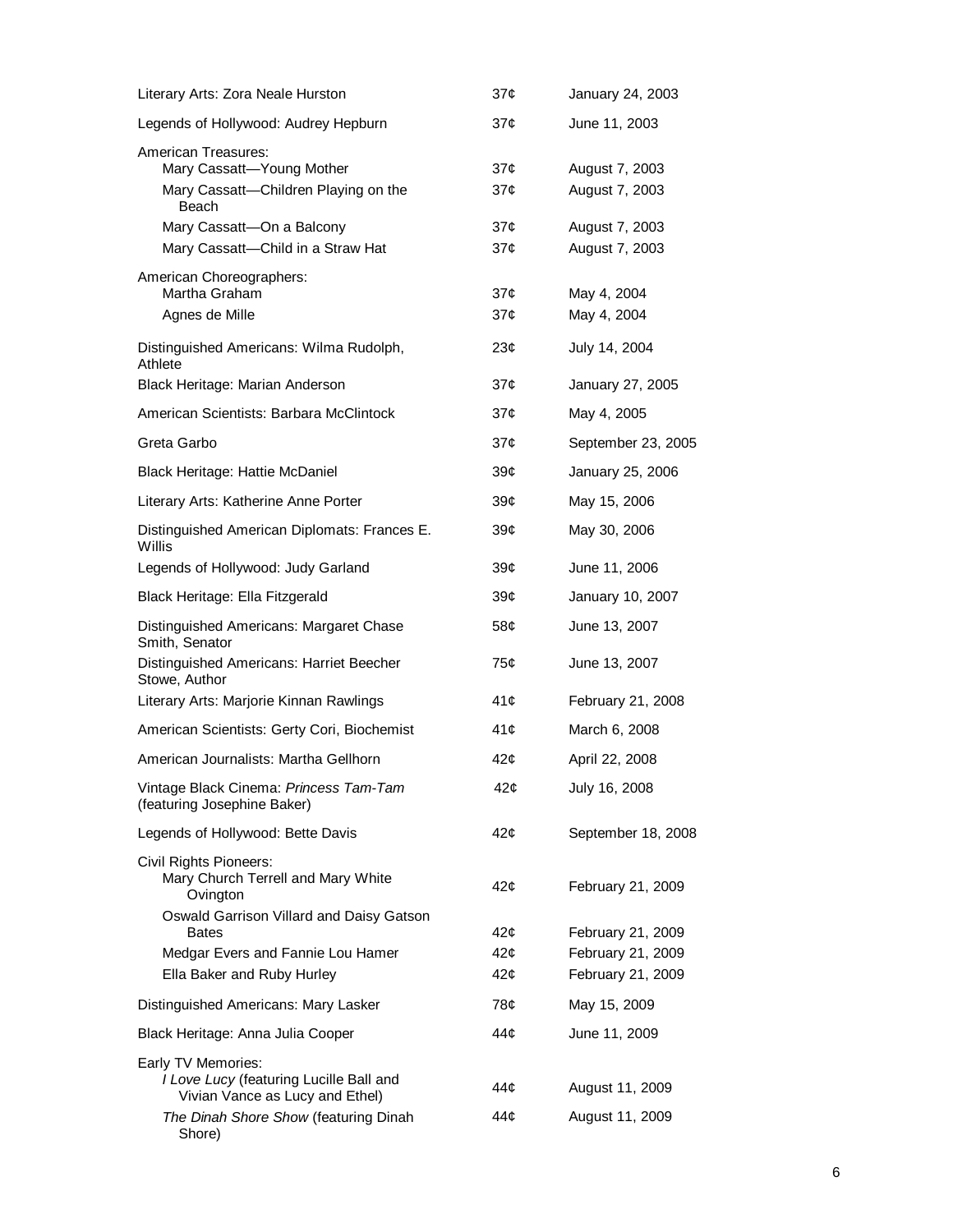| | | |
|---|---|---|
| Literary Arts: Zora Neale Hurston | 37¢ | January 24, 2003 |
| Legends of Hollywood: Audrey Hepburn | 37¢ | June 11, 2003 |
| American Treasures: | | |
| Mary Cassatt—Young Mother | 37¢ | August 7, 2003 |
| Mary Cassatt—Children Playing on the Beach | 37¢ | August 7, 2003 |
| Mary Cassatt—On a Balcony | 37¢ | August 7, 2003 |
| Mary Cassatt—Child in a Straw Hat | 37¢ | August 7, 2003 |
| American Choreographers: | | |
| Martha Graham | 37¢ | May 4, 2004 |
| Agnes de Mille | 37¢ | May 4, 2004 |
| Distinguished Americans: Wilma Rudolph, Athlete | 23¢ | July 14, 2004 |
| Black Heritage: Marian Anderson | 37¢ | January 27, 2005 |
| American Scientists: Barbara McClintock | 37¢ | May 4, 2005 |
| Greta Garbo | 37¢ | September 23, 2005 |
| Black Heritage: Hattie McDaniel | 39¢ | January 25, 2006 |
| Literary Arts: Katherine Anne Porter | 39¢ | May 15, 2006 |
| Distinguished American Diplomats: Frances E. Willis | 39¢ | May 30, 2006 |
| Legends of Hollywood: Judy Garland | 39¢ | June 11, 2006 |
| Black Heritage: Ella Fitzgerald | 39¢ | January 10, 2007 |
| Distinguished Americans: Margaret Chase Smith, Senator | 58¢ | June 13, 2007 |
| Distinguished Americans: Harriet Beecher Stowe, Author | 75¢ | June 13, 2007 |
| Literary Arts: Marjorie Kinnan Rawlings | 41¢ | February 21, 2008 |
| American Scientists: Gerty Cori, Biochemist | 41¢ | March 6, 2008 |
| American Journalists: Martha Gellhorn | 42¢ | April 22, 2008 |
| Vintage Black Cinema: *Princess Tam-Tam* (featuring Josephine Baker) | 42¢ | July 16, 2008 |
| Legends of Hollywood: Bette Davis | 42¢ | September 18, 2008 |
| Civil Rights Pioneers: | | |
| Mary Church Terrell and Mary White Ovington | 42¢ | February 21, 2009 |
| Oswald Garrison Villard and Daisy Gatson Bates | 42¢ | February 21, 2009 |
| Medgar Evers and Fannie Lou Hamer | 42¢ | February 21, 2009 |
| Ella Baker and Ruby Hurley | 42¢ | February 21, 2009 |
| Distinguished Americans: Mary Lasker | 78¢ | May 15, 2009 |
| Black Heritage: Anna Julia Cooper | 44¢ | June 11, 2009 |
| Early TV Memories: | | |
| *I Love Lucy* (featuring Lucille Ball and Vivian Vance as Lucy and Ethel) | 44¢ | August 11, 2009 |
| *The Dinah Shore Show* (featuring Dinah Shore) | 44¢ | August 11, 2009 |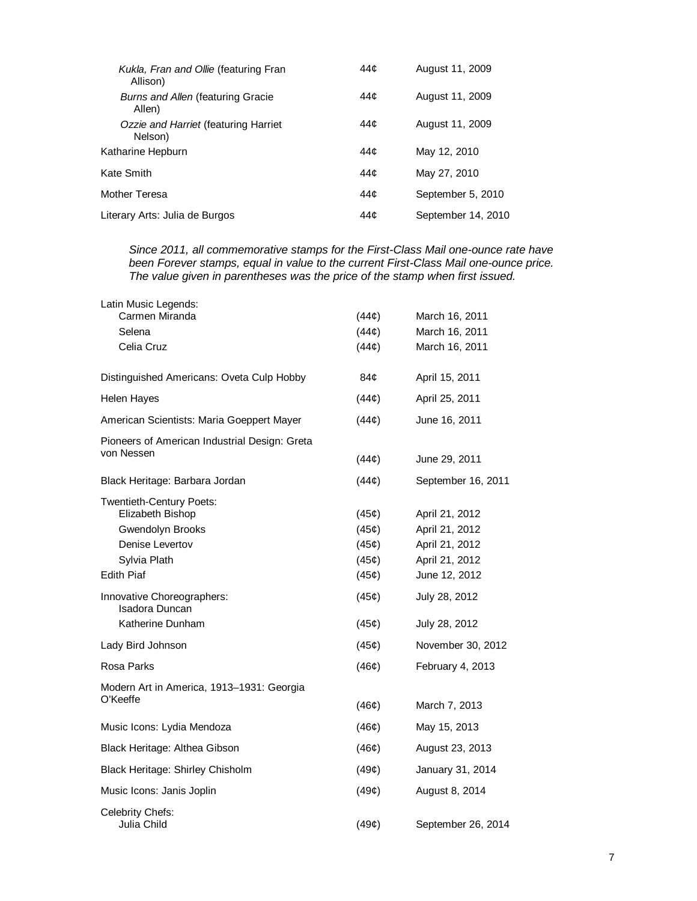| | | |
|---|---|---|
| *Kukla, Fran and Ollie* (featuring Fran Allison) | 44¢ | August 11, 2009 |
| *Burns and Allen* (featuring Gracie Allen) | 44¢ | August 11, 2009 |
| *Ozzie and Harriet* (featuring Harriet Nelson) | 44¢ | August 11, 2009 |
| Katharine Hepburn | 44¢ | May 12, 2010 |
| Kate Smith | 44¢ | May 27, 2010 |
| Mother Teresa | 44¢ | September 5, 2010 |
| Literary Arts: Julia de Burgos | 44¢ | September 14, 2010 |

*Since 2011, all commemorative stamps for the First-Class Mail one-ounce rate have been Forever stamps, equal in value to the current First-Class Mail one-ounce price. The value given in parentheses was the price of the stamp when first issued.*

| | | |
|---|---|---|
| Latin Music Legends: | | |
| Carmen Miranda | (44¢) | March 16, 2011 |
| Selena | (44¢) | March 16, 2011 |
| Celia Cruz | (44¢) | March 16, 2011 |
| Distinguished Americans: Oveta Culp Hobby | 84¢ | April 15, 2011 |
| Helen Hayes | (44¢) | April 25, 2011 |
| American Scientists: Maria Goeppert Mayer | (44¢) | June 16, 2011 |
| Pioneers of American Industrial Design: Greta von Nessen | (44¢) | June 29, 2011 |
| Black Heritage: Barbara Jordan | (44¢) | September 16, 2011 |
| Twentieth-Century Poets: | | |
| Elizabeth Bishop | (45¢) | April 21, 2012 |
| Gwendolyn Brooks | (45¢) | April 21, 2012 |
| Denise Levertov | (45¢) | April 21, 2012 |
| Sylvia Plath | (45¢) | April 21, 2012 |
| Edith Piaf | (45¢) | June 12, 2012 |
| Innovative Choreographers: Isadora Duncan | (45¢) | July 28, 2012 |
| Katherine Dunham | (45¢) | July 28, 2012 |
| Lady Bird Johnson | (45¢) | November 30, 2012 |
| Rosa Parks | (46¢) | February 4, 2013 |
| Modern Art in America, 1913–1931: Georgia O'Keeffe | (46¢) | March 7, 2013 |
| Music Icons: Lydia Mendoza | (46¢) | May 15, 2013 |
| Black Heritage: Althea Gibson | (46¢) | August 23, 2013 |
| Black Heritage: Shirley Chisholm | (49¢) | January 31, 2014 |
| Music Icons: Janis Joplin | (49¢) | August 8, 2014 |
| Celebrity Chefs: | | |
| Julia Child | (49¢) | September 26, 2014 |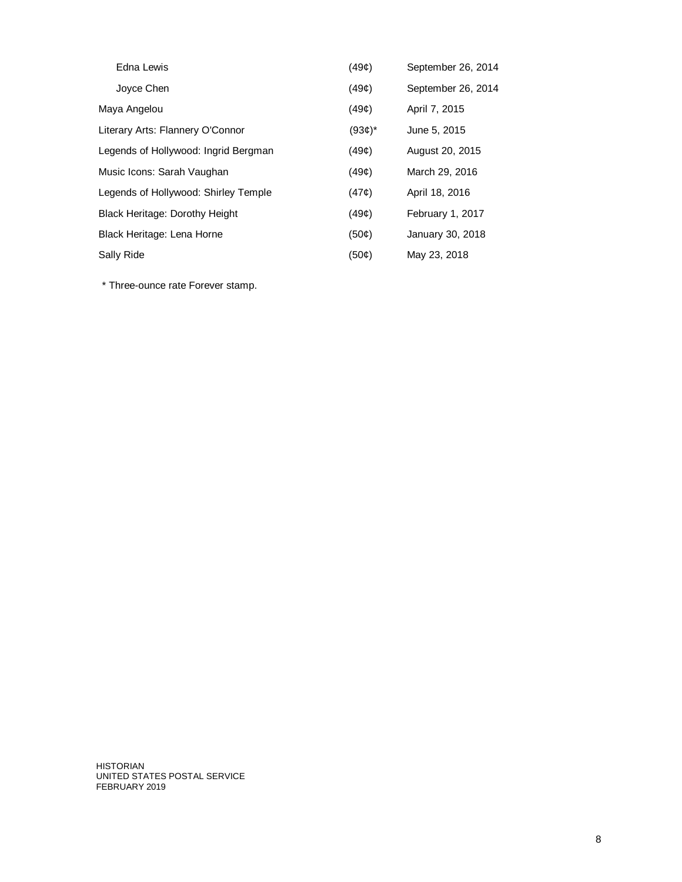| | | |
|---|---|---|
| Edna Lewis | (49¢) | September 26, 2014 |
| Joyce Chen | (49¢) | September 26, 2014 |
| Maya Angelou | (49¢) | April 7, 2015 |
| Literary Arts: Flannery O'Connor | (93¢)* | June 5, 2015 |
| Legends of Hollywood: Ingrid Bergman | (49¢) | August 20, 2015 |
| Music Icons: Sarah Vaughan | (49¢) | March 29, 2016 |
| Legends of Hollywood: Shirley Temple | (47¢) | April 18, 2016 |
| Black Heritage: Dorothy Height | (49¢) | February 1, 2017 |
| Black Heritage: Lena Horne | (50¢) | January 30, 2018 |
| Sally Ride | (50¢) | May 23, 2018 |

* Three-ounce rate Forever stamp.

HISTORIAN
UNITED STATES POSTAL SERVICE
FEBRUARY 2019